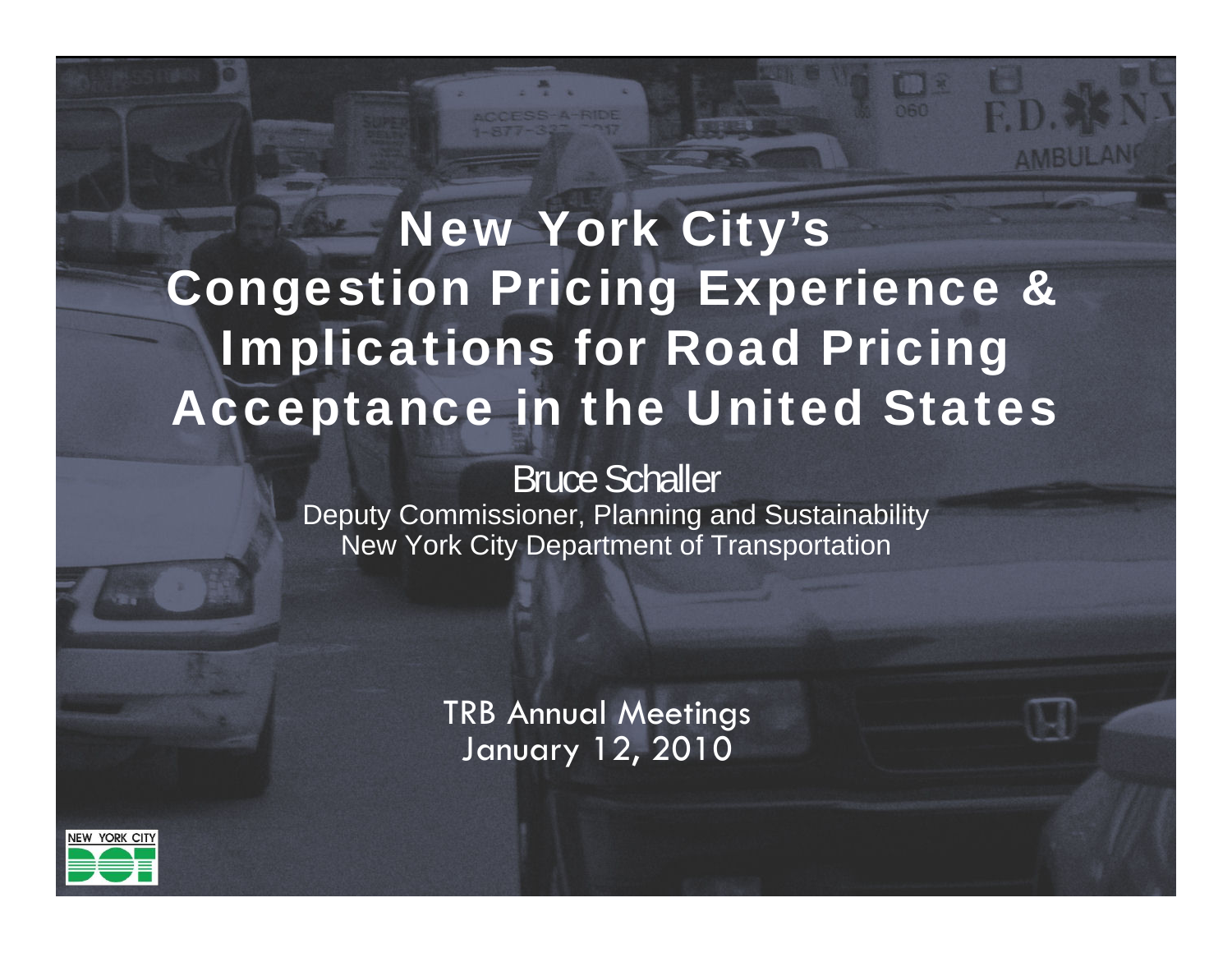# New York City's Congestion Pricing Experience & Implications for Road Pricing Acceptance in the United States

Bruce Schaller

Deputy Commissioner, Planning and Sustainability
New York City Department of Transportation

TRB Annual Meetings
January 12, 2010

NEW YORK CITY DOT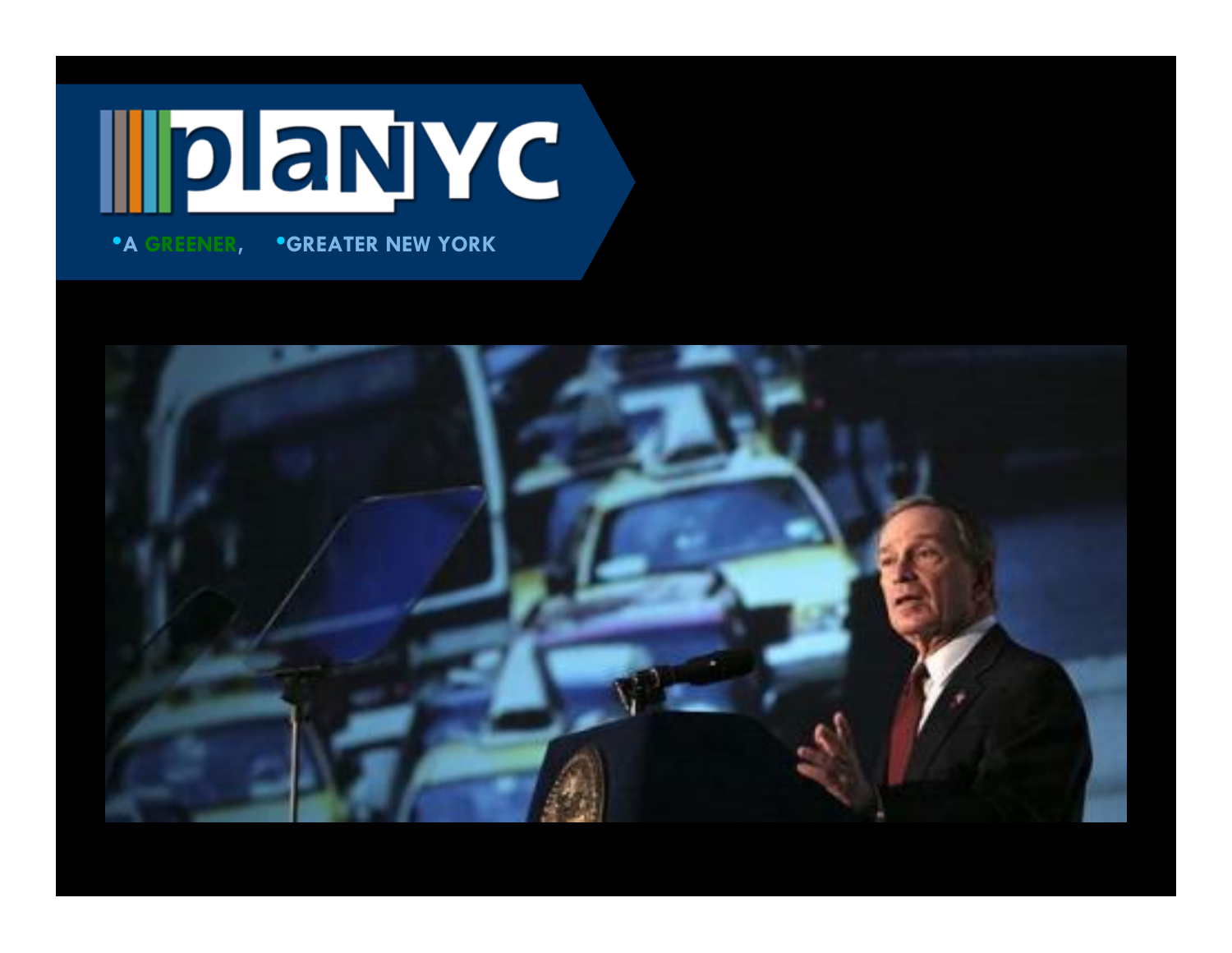# planYC

- A GREENER,
- GREATER NEW YORK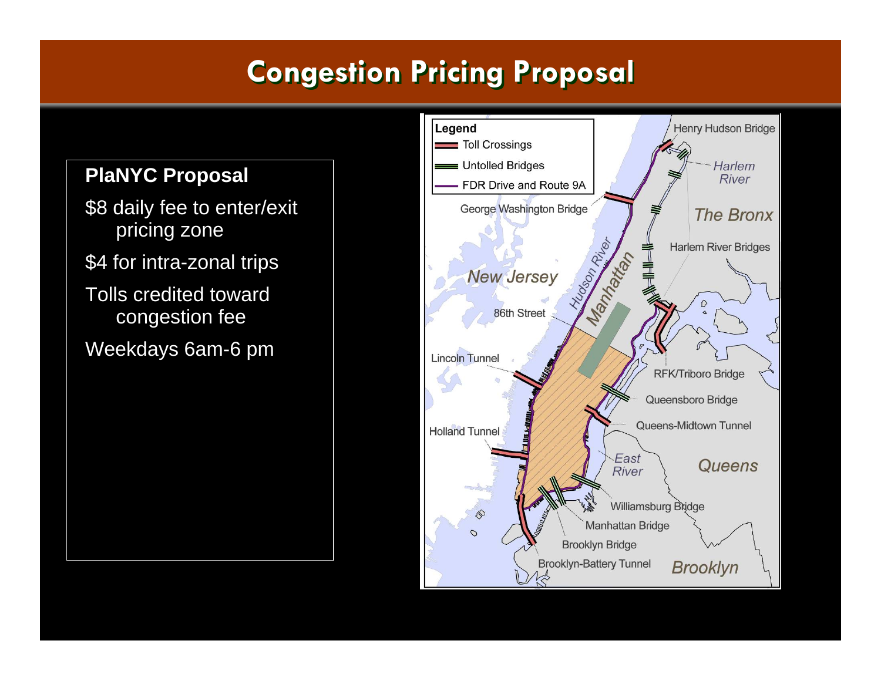# Congestion Pricing Proposal

**PlaNYC Proposal**

$8 daily fee to enter/exit pricing zone

$4 for intra-zonal trips

Tolls credited toward congestion fee

Weekdays 6am-6 pm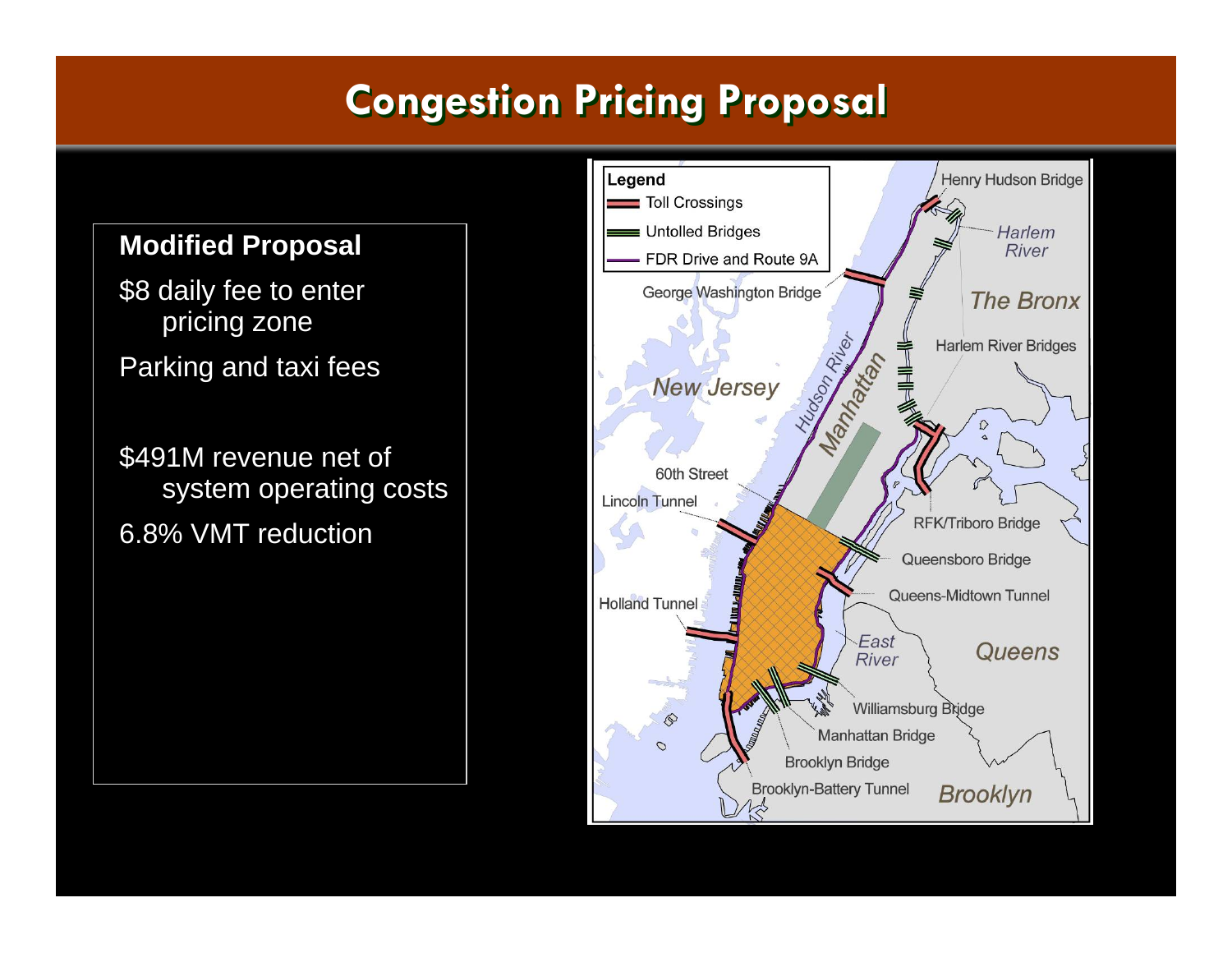# Congestion Pricing Proposal

**Modified Proposal**

$8 daily fee to enter pricing zone

Parking and taxi fees

$491M revenue net of system operating costs

6.8% VMT reduction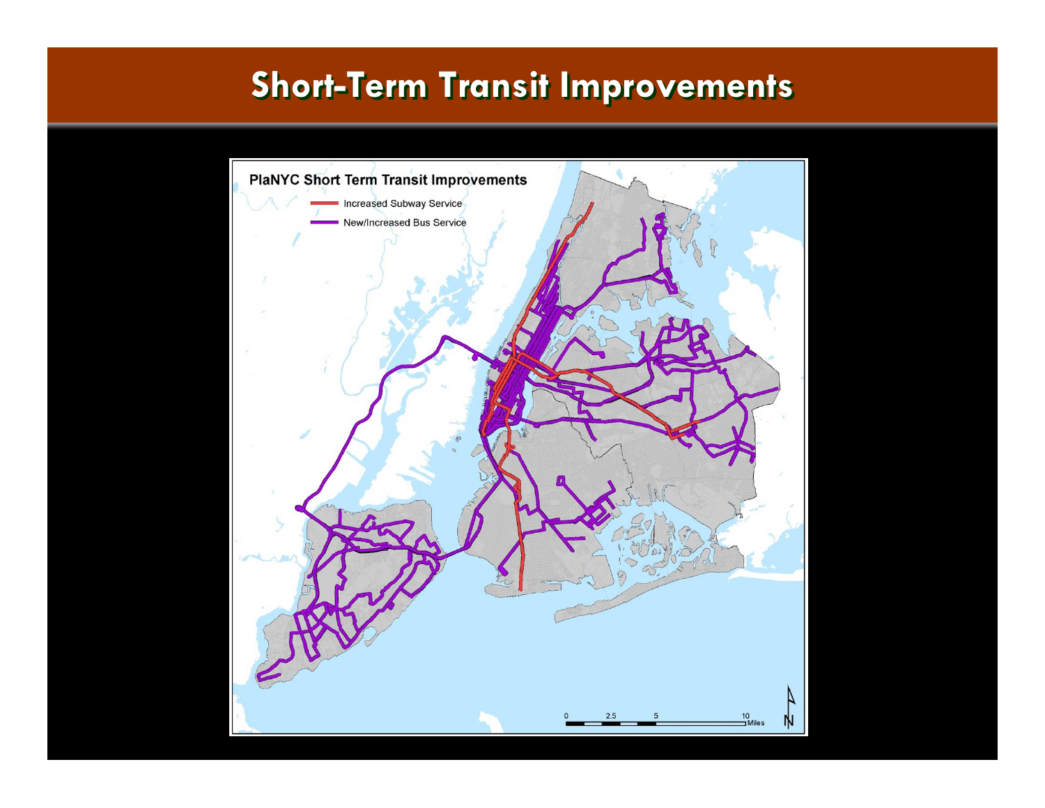# Short-Term Transit Improvements

**PlaNYC Short Term Transit Improvements**

- Increased Subway Service
- New/Increased Bus Service

0 2.5 5 10 Miles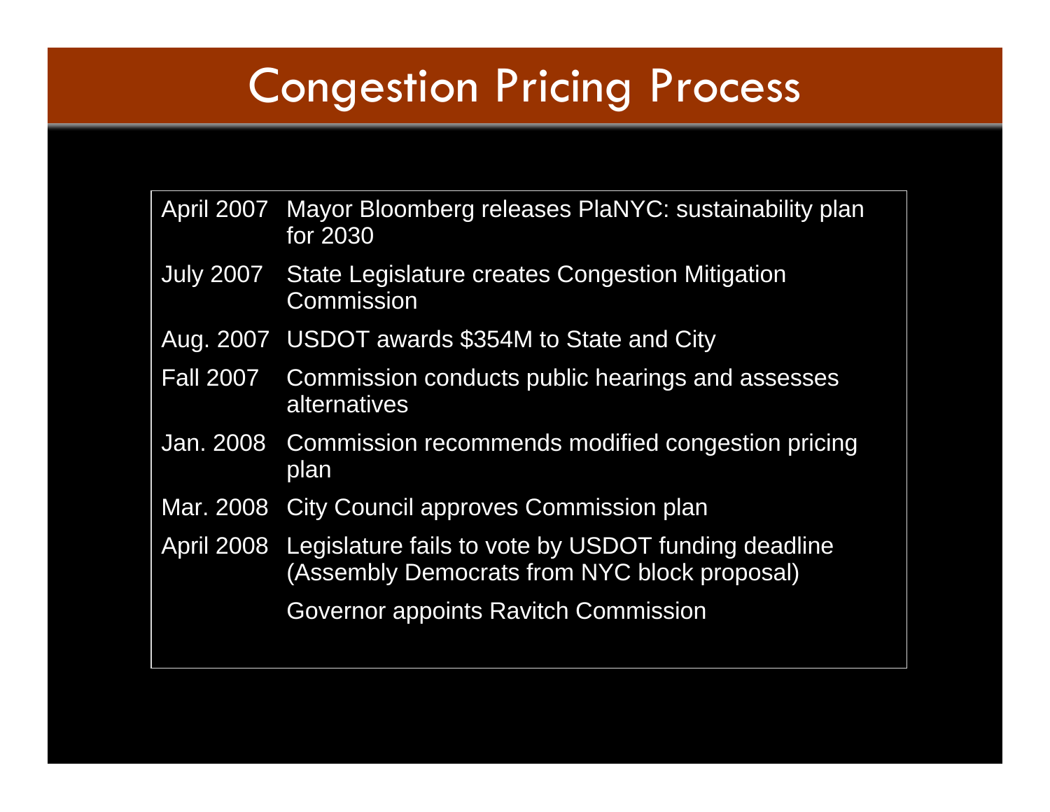# Congestion Pricing Process

| | |
|---|---|
| April 2007 | Mayor Bloomberg releases PlaNYC: sustainability plan for 2030 |
| July 2007 | State Legislature creates Congestion Mitigation Commission |
| Aug. 2007 | USDOT awards $354M to State and City |
| Fall 2007 | Commission conducts public hearings and assesses alternatives |
| Jan. 2008 | Commission recommends modified congestion pricing plan |
| Mar. 2008 | City Council approves Commission plan |
| April 2008 | Legislature fails to vote by USDOT funding deadline (Assembly Democrats from NYC block proposal) |
| | Governor appoints Ravitch Commission |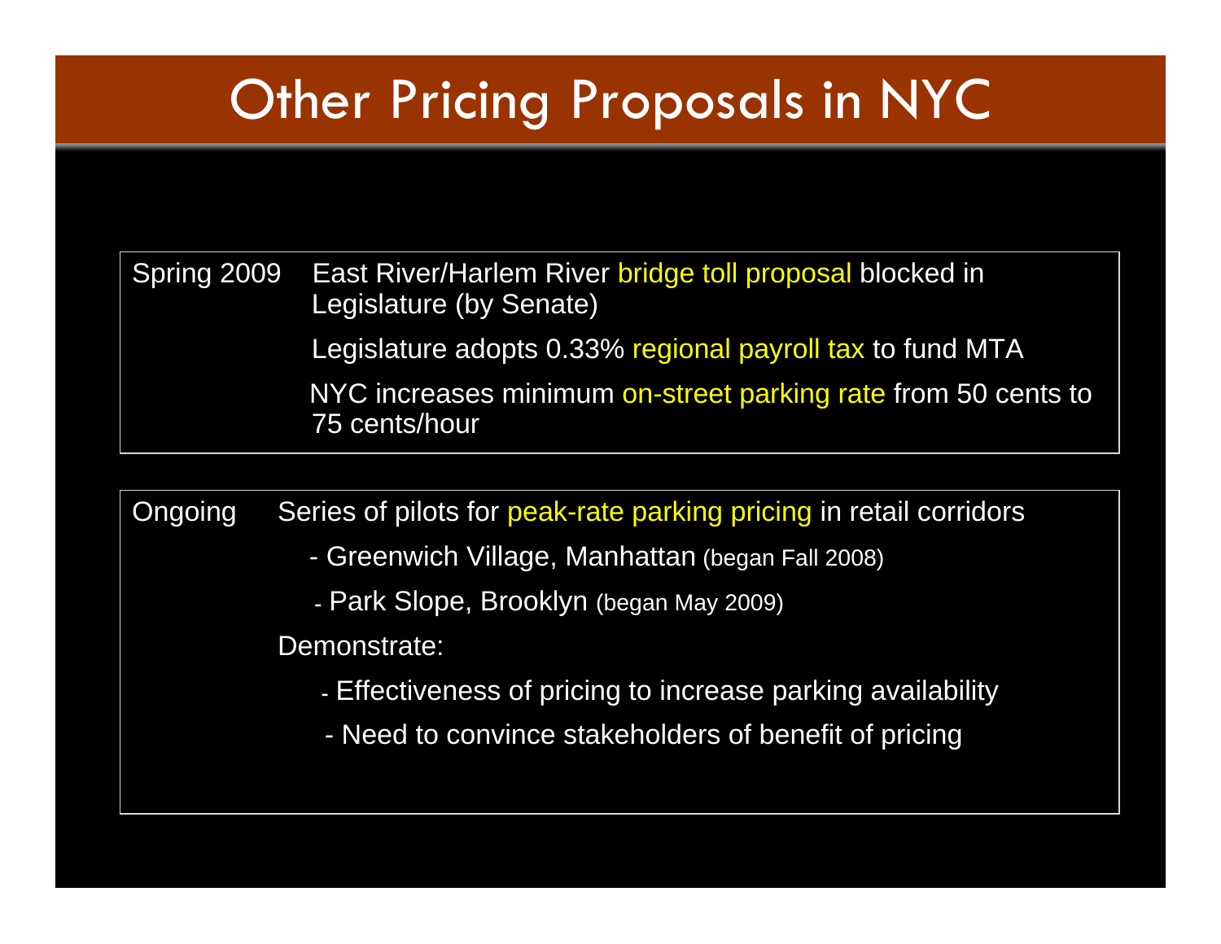# Other Pricing Proposals in NYC

**Spring 2009**

- East River/Harlem River bridge toll proposal blocked in Legislature (by Senate)
- Legislature adopts 0.33% regional payroll tax to fund MTA
- NYC increases minimum on-street parking rate from 50 cents to 75 cents/hour

**Ongoing**

Series of pilots for peak-rate parking pricing in retail corridors

- Greenwich Village, Manhattan (began Fall 2008)
- Park Slope, Brooklyn (began May 2009)

Demonstrate:

- Effectiveness of pricing to increase parking availability
- Need to convince stakeholders of benefit of pricing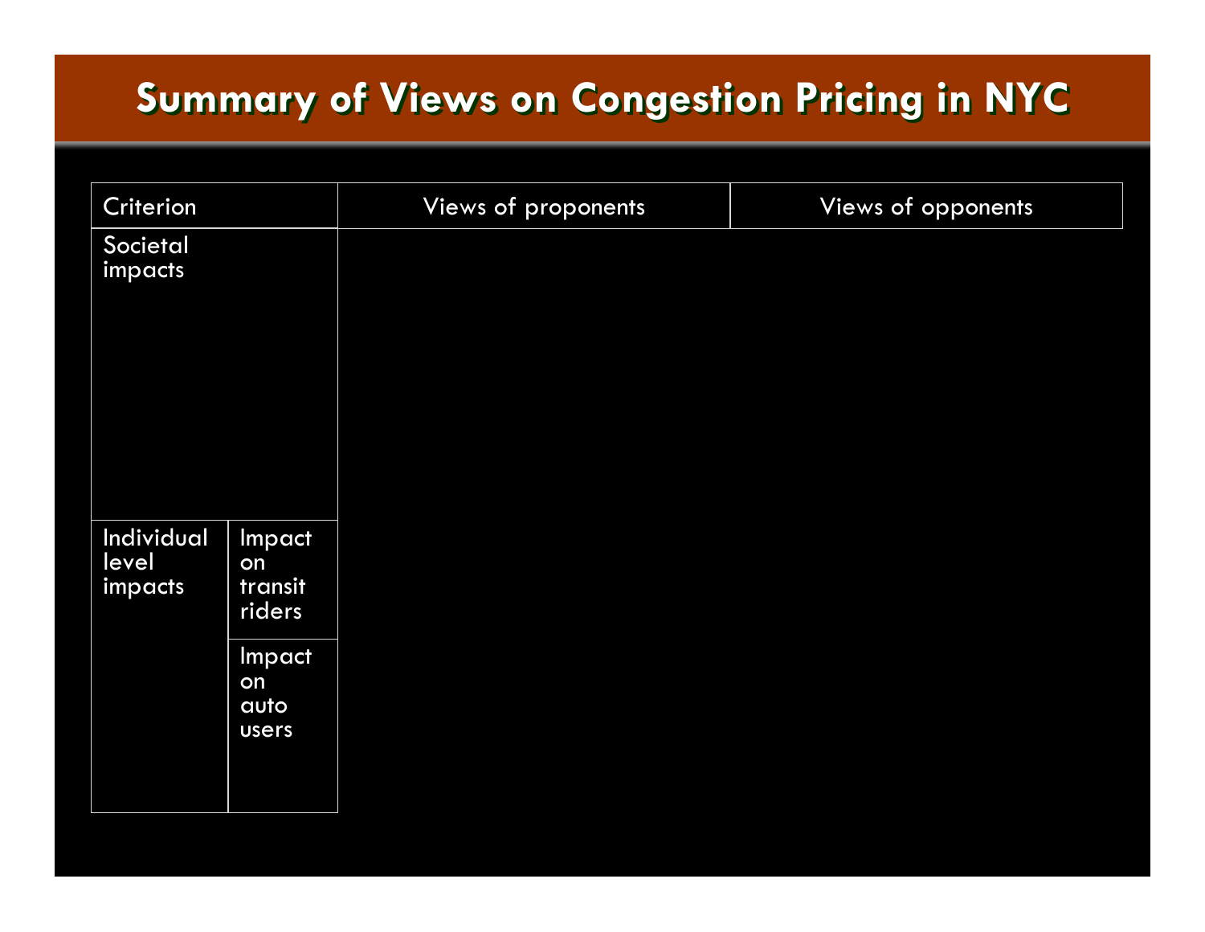# Summary of Views on Congestion Pricing in NYC

| Criterion | | Views of proponents | Views of opponents |
|---|---|---|---|
| Societal impacts | | | |
| Individual level impacts | Impact on transit riders | | |
| | Impact on auto users | | |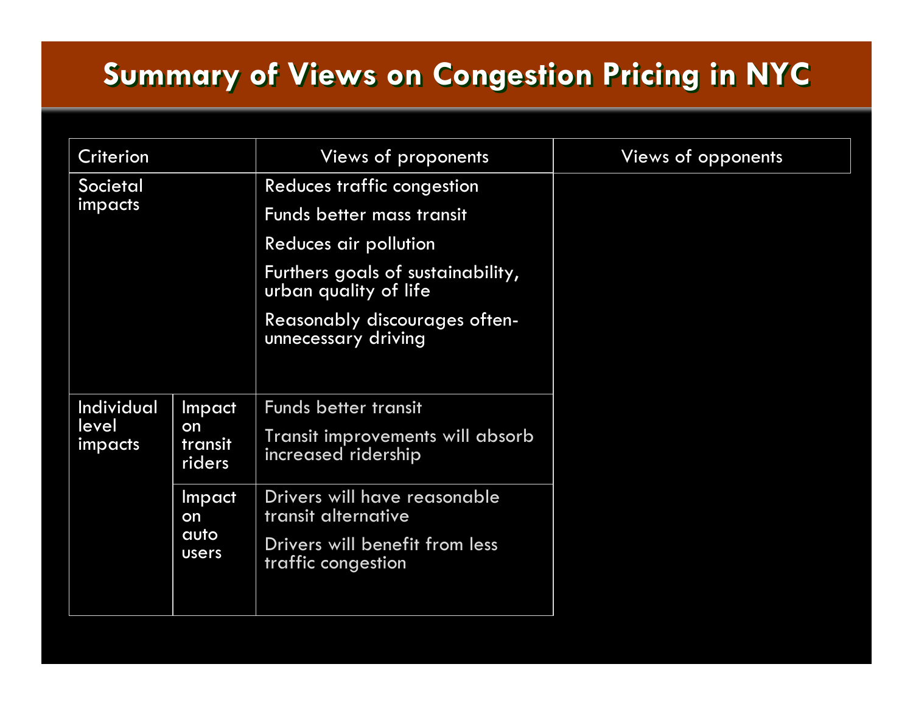# Summary of Views on Congestion Pricing in NYC

| Criterion | | Views of proponents | Views of opponents |
|---|---|---|---|
| Societal impacts | | Reduces traffic congestion<br>Funds better mass transit<br>Reduces air pollution<br>Furthers goals of sustainability, urban quality of life<br>Reasonably discourages often-unnecessary driving | |
| Individual level impacts | Impact on transit riders | Funds better transit<br>Transit improvements will absorb increased ridership | |
| | Impact on auto users | Drivers will have reasonable transit alternative<br>Drivers will benefit from less traffic congestion | |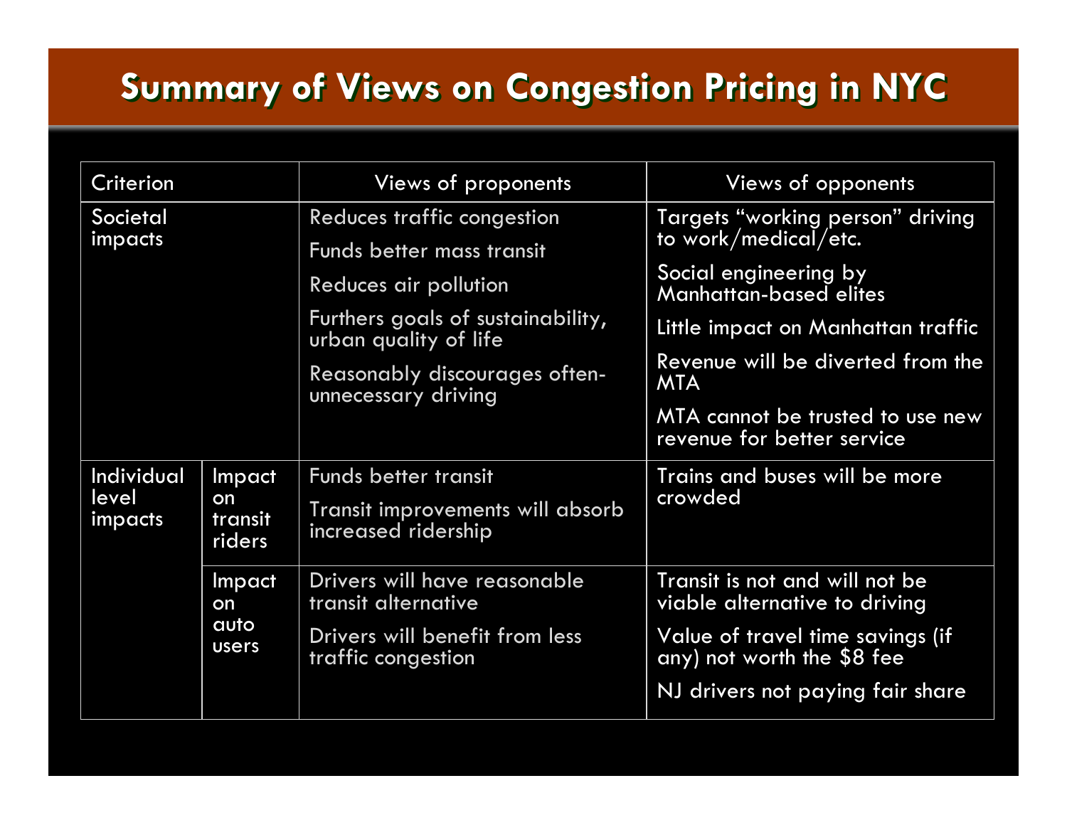# Summary of Views on Congestion Pricing in NYC

| Criterion | | Views of proponents | Views of opponents |
|---|---|---|---|
| Societal impacts | | Reduces traffic congestion<br>Funds better mass transit<br>Reduces air pollution<br>Furthers goals of sustainability, urban quality of life<br>Reasonably discourages often-unnecessary driving | Targets "working person" driving to work/medical/etc.<br>Social engineering by Manhattan-based elites<br>Little impact on Manhattan traffic<br>Revenue will be diverted from the MTA<br>MTA cannot be trusted to use new revenue for better service |
| Individual level impacts | Impact on transit riders | Funds better transit<br>Transit improvements will absorb increased ridership | Trains and buses will be more crowded |
| | Impact on auto users | Drivers will have reasonable transit alternative<br>Drivers will benefit from less traffic congestion | Transit is not and will not be viable alternative to driving<br>Value of travel time savings (if any) not worth the $8 fee<br>NJ drivers not paying fair share |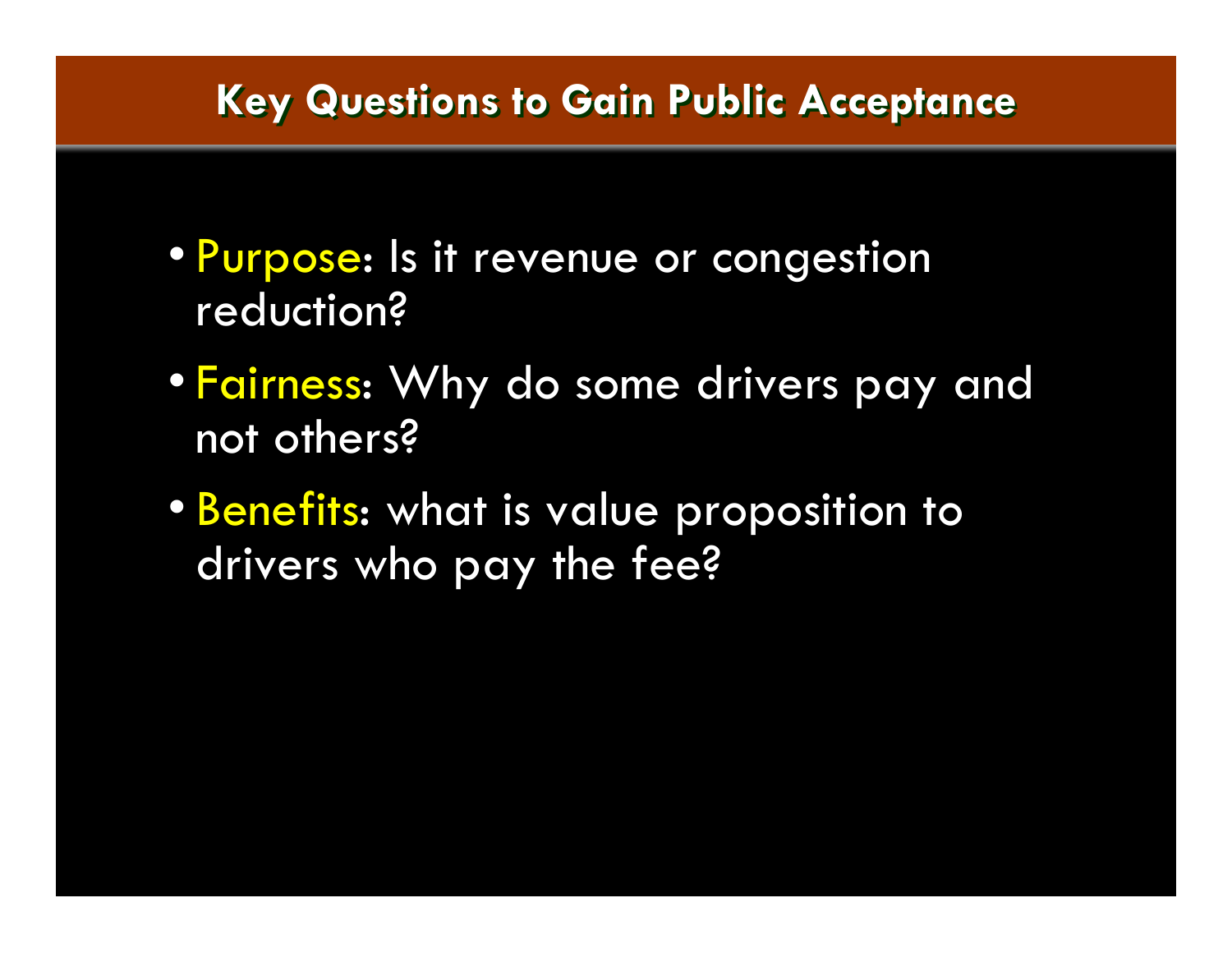# Key Questions to Gain Public Acceptance

- **Purpose**: Is it revenue or congestion reduction?
- **Fairness**: Why do some drivers pay and not others?
- **Benefits**: what is value proposition to drivers who pay the fee?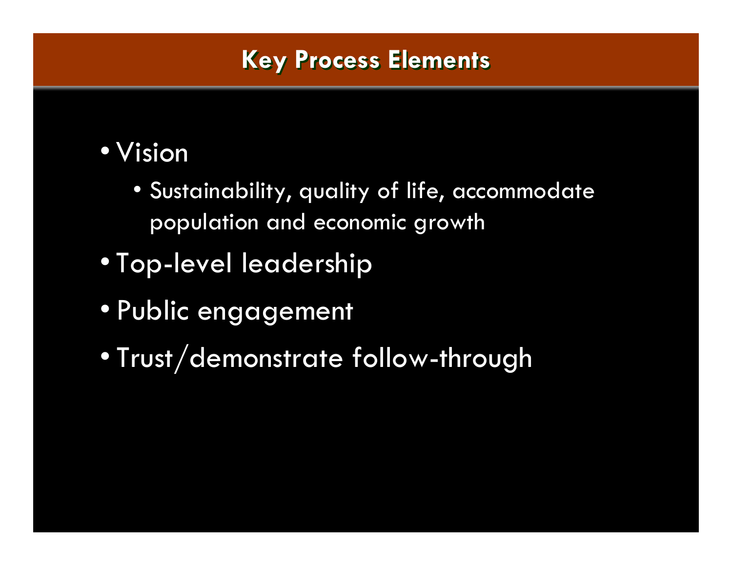# Key Process Elements

- Vision
  - Sustainability, quality of life, accommodate population and economic growth
- Top-level leadership
- Public engagement
- Trust/demonstrate follow-through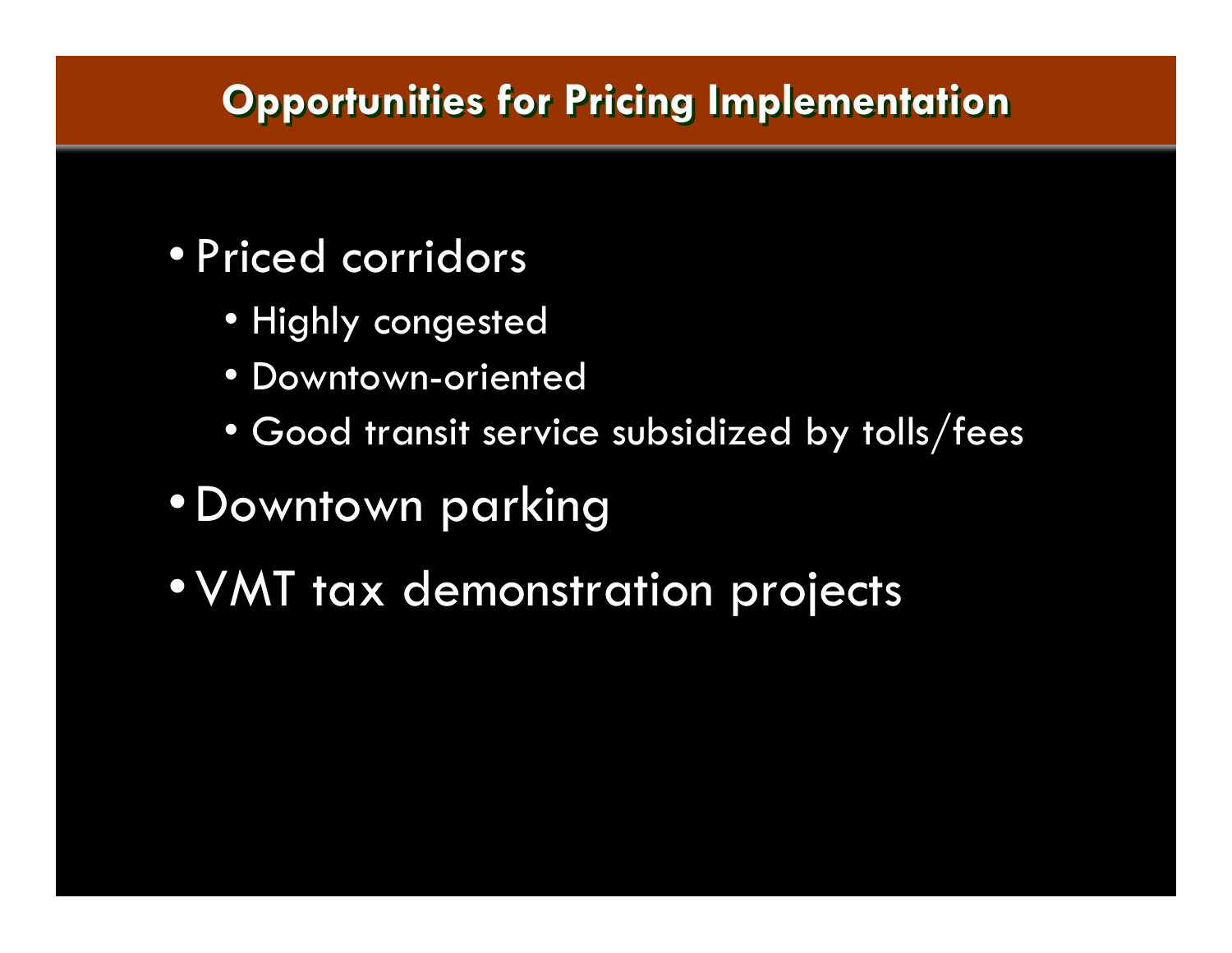## Opportunities for Pricing Implementation

- Priced corridors
  - Highly congested
  - Downtown-oriented
  - Good transit service subsidized by tolls/fees
- Downtown parking
- VMT tax demonstration projects